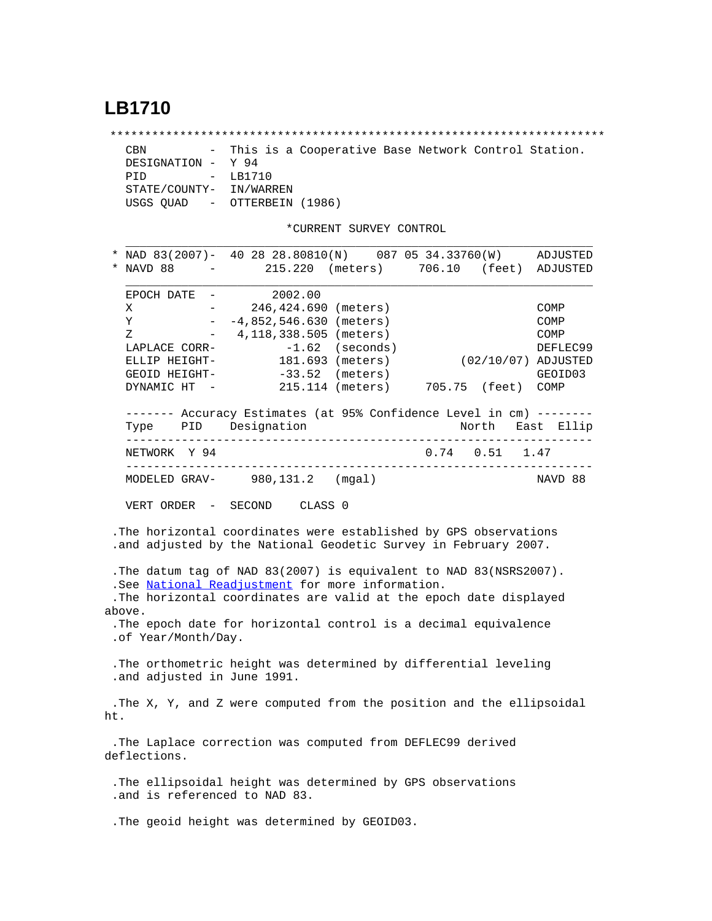# LB1710

```
 ***********************************************************************
  CBN          -  This is a Cooperative Base Network Control Station.
  DESIGNATION -  Y 94
  PID          -  LB1710
  STATE/COUNTY-  IN/WARREN
  USGS QUAD    -  OTTERBEIN (1986)

                          *CURRENT SURVEY CONTROL
  ___________________________________________________________________
* NAD 83(2007)-  40 28 28.80810(N)    087 05 34.33760(W)     ADJUSTED
* NAVD 88     -       215.220  (meters)     706.10   (feet)  ADJUSTED
  ___________________________________________________________________
  EPOCH DATE  -       2002.00
  X           -     246,424.690 (meters)                     COMP
  Y           -  -4,852,546.630 (meters)                     COMP
  Z           -   4,118,338.505 (meters)                     COMP
  LAPLACE CORR-          -1.62  (seconds)                    DEFLEC99
  ELLIP HEIGHT-         181.693 (meters)         (02/10/07) ADJUSTED
  GEOID HEIGHT-         -33.52  (meters)                     GEOID03
  DYNAMIC HT  -         215.114 (meters)     705.75  (feet)  COMP

  ------- Accuracy Estimates (at 95% Confidence Level in cm) --------
  Type    PID    Designation                       North   East  Ellip
  -------------------------------------------------------------------
  NETWORK  Y 94                                0.74    0.51    1.47
  -------------------------------------------------------------------
  MODELED GRAV-     980,131.2   (mgal)                       NAVD 88

  VERT ORDER  -  SECOND     CLASS 0

 .The horizontal coordinates were established by GPS observations
 .and adjusted by the National Geodetic Survey in February 2007.

 .The datum tag of NAD 83(2007) is equivalent to NAD 83(NSRS2007).
 .See National Readjustment for more information.
 .The horizontal coordinates are valid at the epoch date displayed
above.
 .The epoch date for horizontal control is a decimal equivalence
 .of Year/Month/Day.

 .The orthometric height was determined by differential leveling
 .and adjusted in June 1991.

 .The X, Y, and Z were computed from the position and the ellipsoidal
ht.

 .The Laplace correction was computed from DEFLEC99 derived
deflections.

 .The ellipsoidal height was determined by GPS observations
 .and is referenced to NAD 83.

 .The geoid height was determined by GEOID03.
```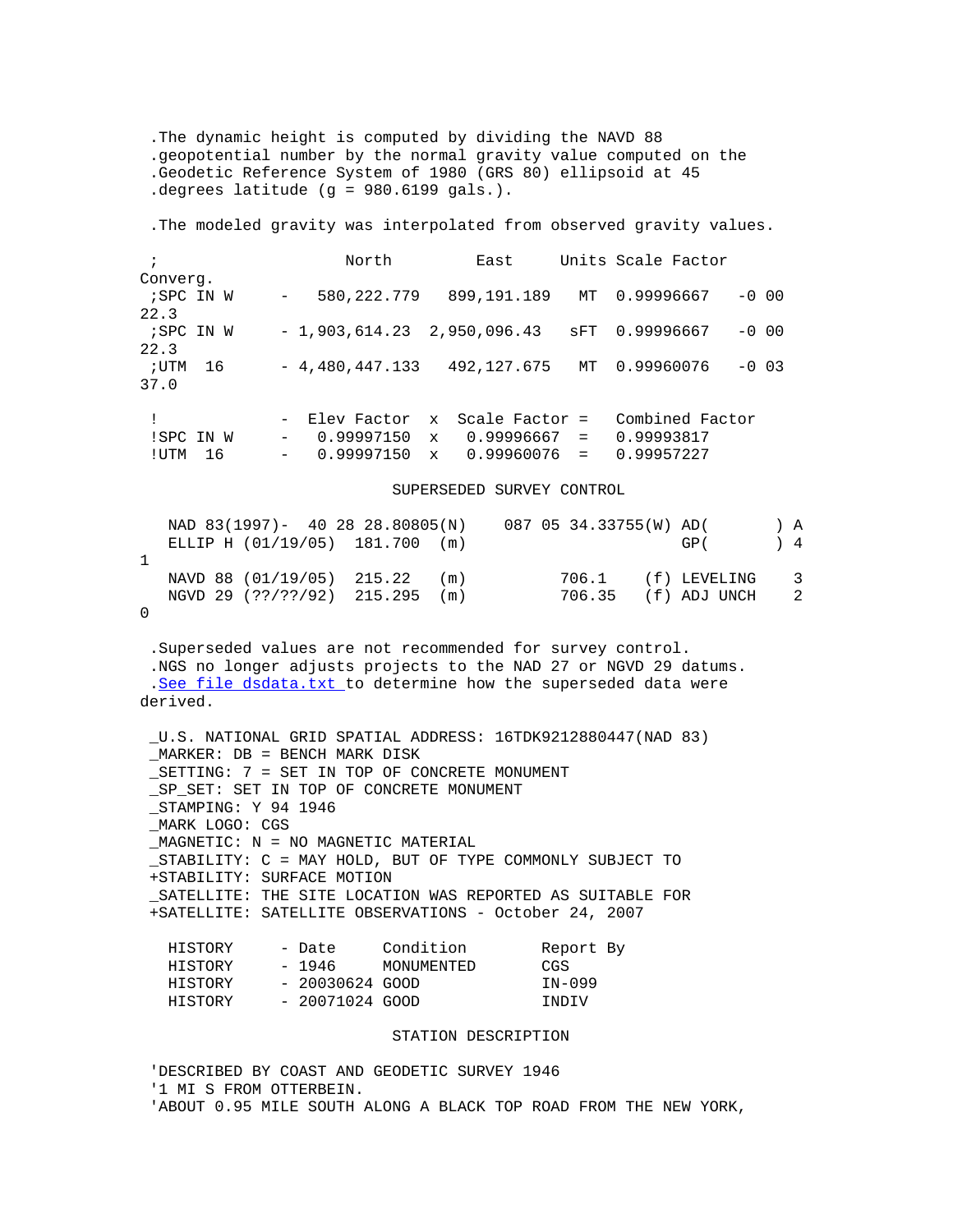```
 .The dynamic height is computed by dividing the NAVD 88
 .geopotential number by the normal gravity value computed on the
 .Geodetic Reference System of 1980 (GRS 80) ellipsoid at 45
 .degrees latitude (g = 980.6199 gals.).

 .The modeled gravity was interpolated from observed gravity values.

 ;                    North         East     Units Scale Factor
Converg.
 ;SPC IN W     -   580,222.779   899,191.189   MT  0.99996667   -0 00
22.3
 ;SPC IN W     - 1,903,614.23  2,950,096.43   sFT  0.99996667   -0 00
22.3
 ;UTM  16      - 4,480,447.133   492,127.675   MT  0.99960076   -0 03
37.0

 !             -  Elev Factor  x  Scale Factor =   Combined Factor
 !SPC IN W     -   0.99997150  x   0.99996667  =   0.99993817
 !UTM  16      -   0.99997150  x   0.99960076  =   0.99957227

                          SUPERSEDED SURVEY CONTROL

  NAD 83(1997)-  40 28 28.80805(N)    087 05 34.33755(W) AD(       ) A
  ELLIP H (01/19/05)  181.700  (m)                       GP(       ) 4
1
  NAVD 88 (01/19/05)  215.22   (m)          706.1    (f) LEVELING    3
  NGVD 29 (??/??/92)  215.295  (m)          706.35   (f) ADJ UNCH    2
0

 .Superseded values are not recommended for survey control.
 .NGS no longer adjusts projects to the NAD 27 or NGVD 29 datums.
 .See file dsdata.txt to determine how the superseded data were
derived.

 _U.S. NATIONAL GRID SPATIAL ADDRESS: 16TDK9212880447(NAD 83)
 _MARKER: DB = BENCH MARK DISK
 _SETTING: 7 = SET IN TOP OF CONCRETE MONUMENT
 _SP_SET: SET IN TOP OF CONCRETE MONUMENT
 _STAMPING: Y 94 1946
 _MARK LOGO: CGS
 _MAGNETIC: N = NO MAGNETIC MATERIAL
 _STABILITY: C = MAY HOLD, BUT OF TYPE COMMONLY SUBJECT TO
 +STABILITY: SURFACE MOTION
 _SATELLITE: THE SITE LOCATION WAS REPORTED AS SUITABLE FOR
 +SATELLITE: SATELLITE OBSERVATIONS - October 24, 2007

  HISTORY     - Date     Condition        Report By
  HISTORY     - 1946     MONUMENTED       CGS
  HISTORY     - 20030624 GOOD             IN-099
  HISTORY     - 20071024 GOOD             INDIV

                          STATION DESCRIPTION

 'DESCRIBED BY COAST AND GEODETIC SURVEY 1946
 '1 MI S FROM OTTERBEIN.
 'ABOUT 0.95 MILE SOUTH ALONG A BLACK TOP ROAD FROM THE NEW YORK,
```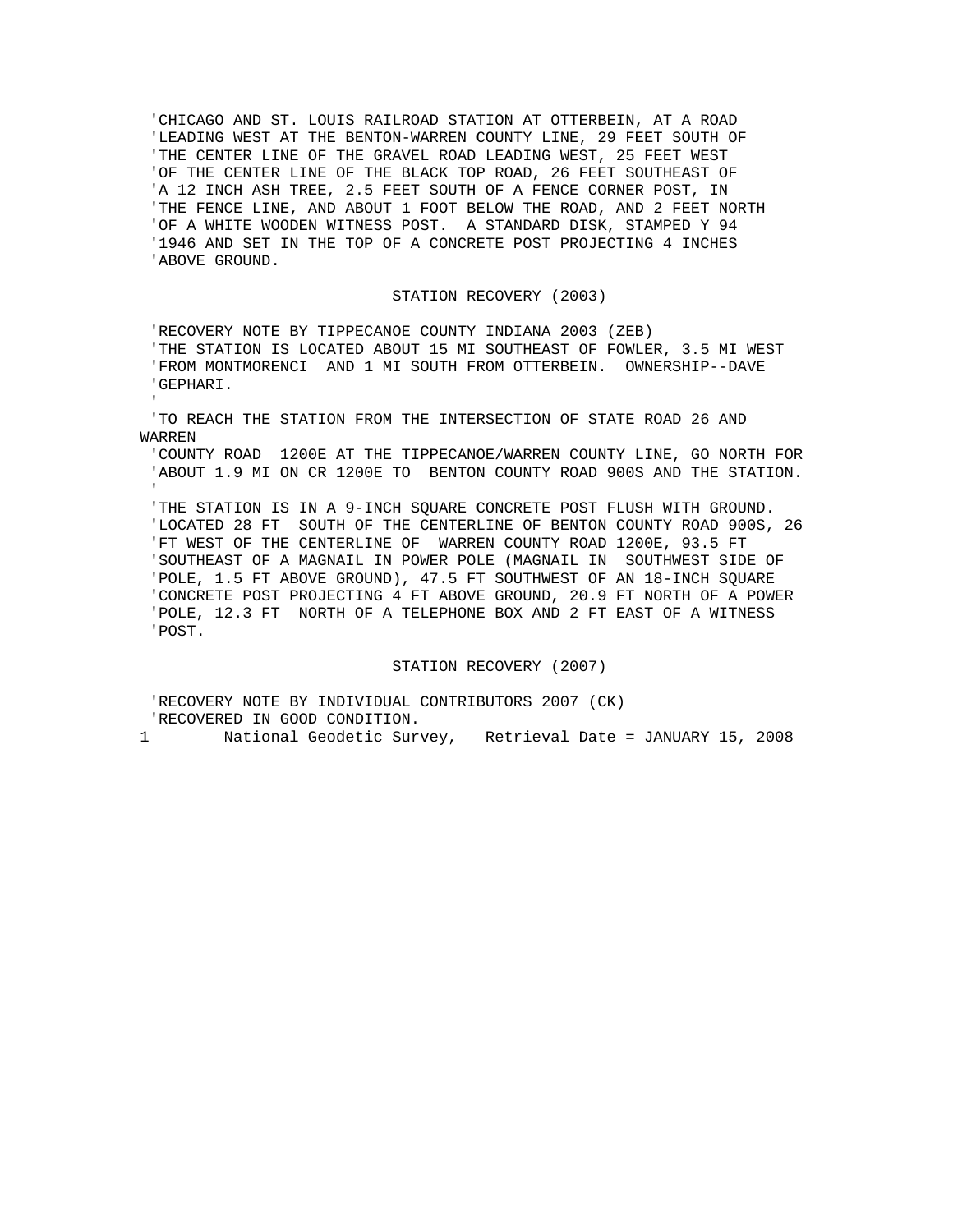'CHICAGO AND ST. LOUIS RAILROAD STATION AT OTTERBEIN, AT A ROAD
'LEADING WEST AT THE BENTON-WARREN COUNTY LINE, 29 FEET SOUTH OF
'THE CENTER LINE OF THE GRAVEL ROAD LEADING WEST, 25 FEET WEST
'OF THE CENTER LINE OF THE BLACK TOP ROAD, 26 FEET SOUTHEAST OF
'A 12 INCH ASH TREE, 2.5 FEET SOUTH OF A FENCE CORNER POST, IN
'THE FENCE LINE, AND ABOUT 1 FOOT BELOW THE ROAD, AND 2 FEET NORTH
'OF A WHITE WOODEN WITNESS POST. A STANDARD DISK, STAMPED Y 94
'1946 AND SET IN THE TOP OF A CONCRETE POST PROJECTING 4 INCHES
'ABOVE GROUND.

STATION RECOVERY (2003)

'RECOVERY NOTE BY TIPPECANOE COUNTY INDIANA 2003 (ZEB)
'THE STATION IS LOCATED ABOUT 15 MI SOUTHEAST OF FOWLER, 3.5 MI WEST
'FROM MONTMORENCI AND 1 MI SOUTH FROM OTTERBEIN. OWNERSHIP--DAVE
'GEPHARI.
'
'TO REACH THE STATION FROM THE INTERSECTION OF STATE ROAD 26 AND
WARREN
'COUNTY ROAD 1200E AT THE TIPPECANOE/WARREN COUNTY LINE, GO NORTH FOR
'ABOUT 1.9 MI ON CR 1200E TO BENTON COUNTY ROAD 900S AND THE STATION.
'
'THE STATION IS IN A 9-INCH SQUARE CONCRETE POST FLUSH WITH GROUND.
'LOCATED 28 FT SOUTH OF THE CENTERLINE OF BENTON COUNTY ROAD 900S, 26
'FT WEST OF THE CENTERLINE OF WARREN COUNTY ROAD 1200E, 93.5 FT
'SOUTHEAST OF A MAGNAIL IN POWER POLE (MAGNAIL IN SOUTHWEST SIDE OF
'POLE, 1.5 FT ABOVE GROUND), 47.5 FT SOUTHWEST OF AN 18-INCH SQUARE
'CONCRETE POST PROJECTING 4 FT ABOVE GROUND, 20.9 FT NORTH OF A POWER
'POLE, 12.3 FT NORTH OF A TELEPHONE BOX AND 2 FT EAST OF A WITNESS
'POST.

STATION RECOVERY (2007)

'RECOVERY NOTE BY INDIVIDUAL CONTRIBUTORS 2007 (CK)
'RECOVERED IN GOOD CONDITION.

1 National Geodetic Survey, Retrieval Date = JANUARY 15, 2008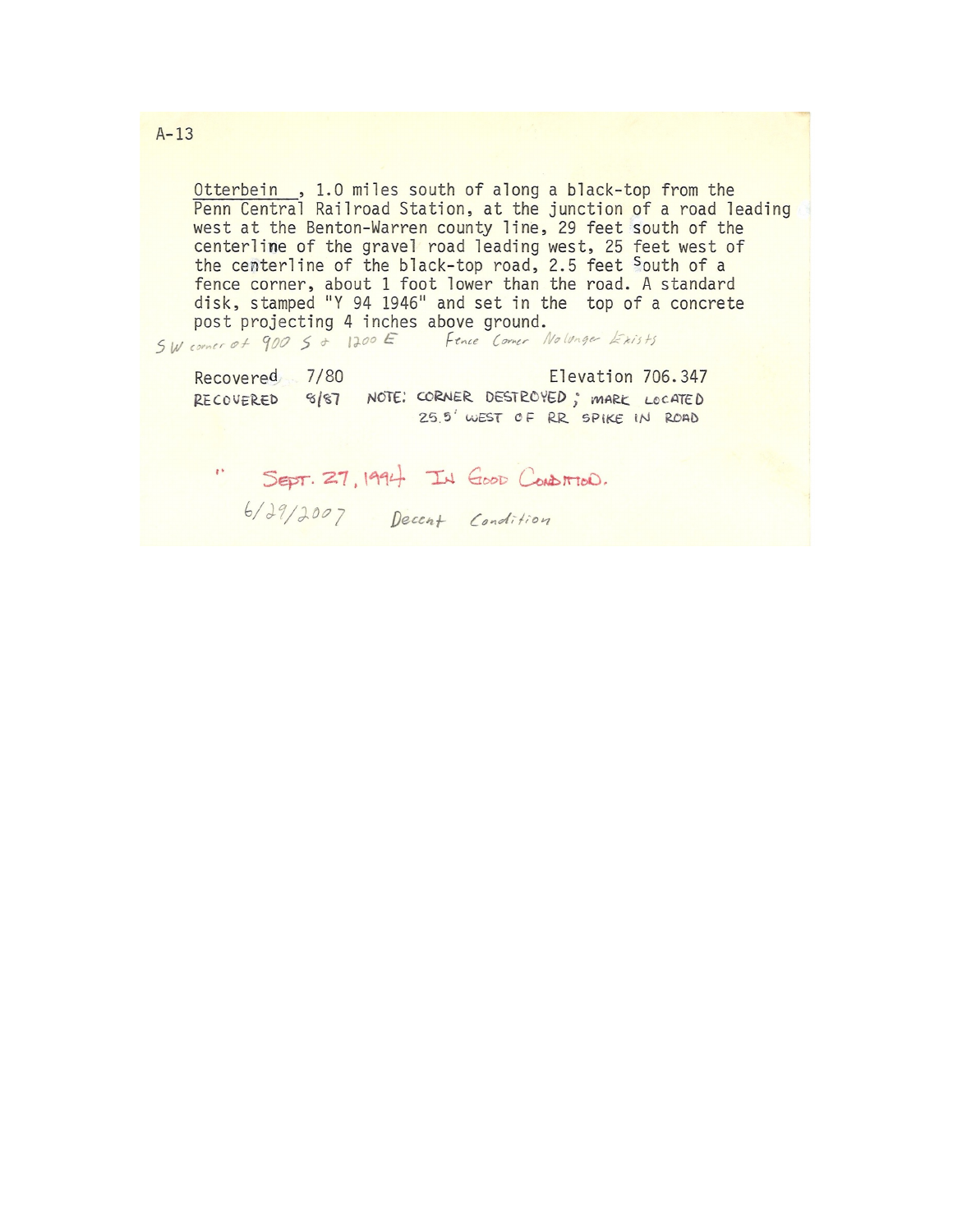A-13

Otterbein , 1.0 miles south of along a black-top from the Penn Central Railroad Station, at the junction of a road leading west at the Benton-Warren county line, 29 feet south of the centerline of the gravel road leading west, 25 feet west of the centerline of the black-top road, 2.5 feet South of a fence corner, about 1 foot lower than the road. A standard disk, stamped "Y 94 1946" and set in the top of a concrete post projecting 4 inches above ground.

*SW corner of 900 S & 1200 E* *Fence Corner No longer Exists*

Recovered 7/80 Elevation 706.347

RECOVERED 8/87 NOTE: CORNER DESTROYED ; MARK LOCATED 25.5' WEST OF RR SPIKE IN ROAD

" SEPT. 27, 1994 IN GOOD CONDITION.

6/29/2007 Decent Condition